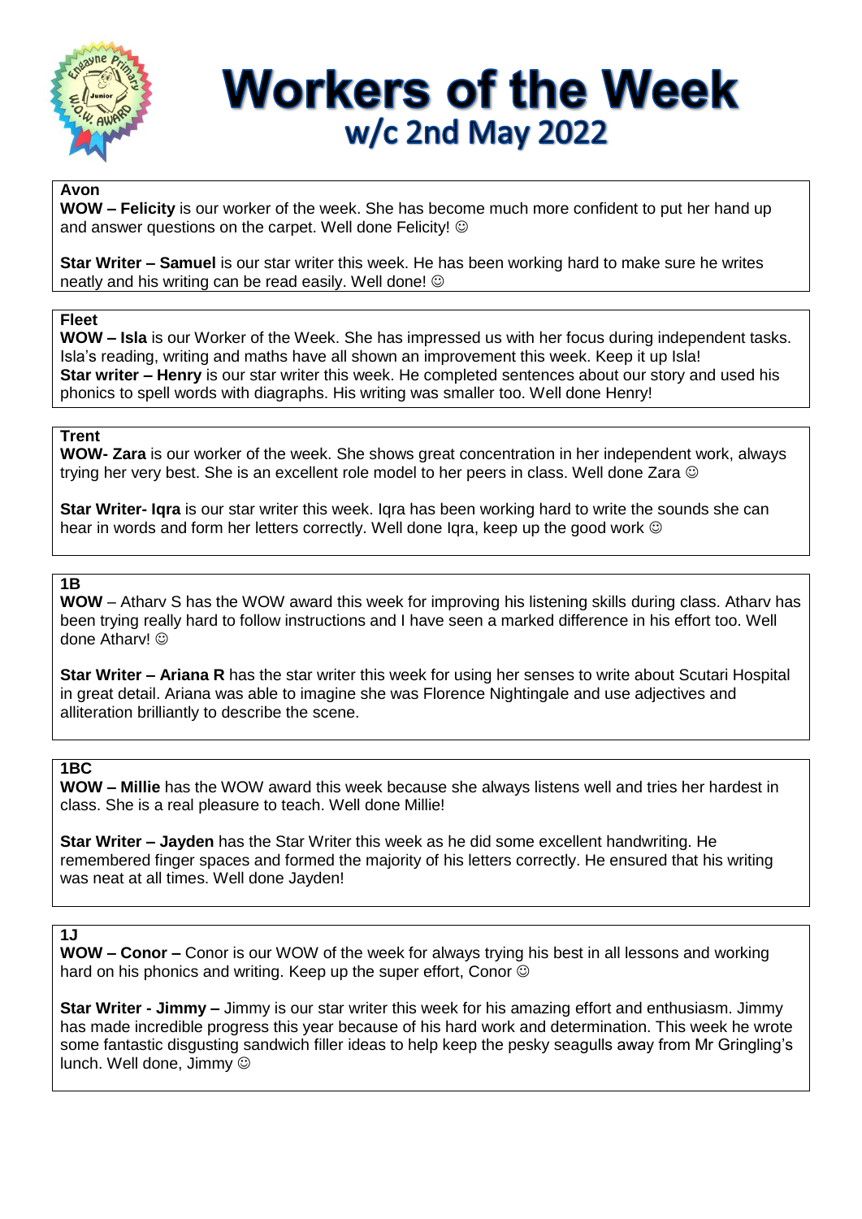# Workers of the Week

## w/c 2nd May 2022

### Avon

**WOW – Felicity** is our worker of the week. She has become much more confident to put her hand up and answer questions on the carpet. Well done Felicity! ☺

**Star Writer – Samuel** is our star writer this week. He has been working hard to make sure he writes neatly and his writing can be read easily. Well done! ☺

### Fleet

**WOW – Isla** is our Worker of the Week. She has impressed us with her focus during independent tasks. Isla's reading, writing and maths have all shown an improvement this week. Keep it up Isla!
**Star writer – Henry** is our star writer this week. He completed sentences about our story and used his phonics to spell words with diagraphs. His writing was smaller too. Well done Henry!

### Trent

**WOW- Zara** is our worker of the week. She shows great concentration in her independent work, always trying her very best. She is an excellent role model to her peers in class. Well done Zara ☺

**Star Writer- Iqra** is our star writer this week. Iqra has been working hard to write the sounds she can hear in words and form her letters correctly. Well done Iqra, keep up the good work ☺

### 1B

**WOW** – Atharv S has the WOW award this week for improving his listening skills during class. Atharv has been trying really hard to follow instructions and I have seen a marked difference in his effort too. Well done Atharv! ☺

**Star Writer – Ariana R** has the star writer this week for using her senses to write about Scutari Hospital in great detail. Ariana was able to imagine she was Florence Nightingale and use adjectives and alliteration brilliantly to describe the scene.

### 1BC

**WOW – Millie** has the WOW award this week because she always listens well and tries her hardest in class. She is a real pleasure to teach. Well done Millie!

**Star Writer – Jayden** has the Star Writer this week as he did some excellent handwriting. He remembered finger spaces and formed the majority of his letters correctly. He ensured that his writing was neat at all times. Well done Jayden!

### 1J

**WOW – Conor –** Conor is our WOW of the week for always trying his best in all lessons and working hard on his phonics and writing. Keep up the super effort, Conor ☺

**Star Writer - Jimmy –** Jimmy is our star writer this week for his amazing effort and enthusiasm. Jimmy has made incredible progress this year because of his hard work and determination. This week he wrote some fantastic disgusting sandwich filler ideas to help keep the pesky seagulls away from Mr Gringling's lunch. Well done, Jimmy ☺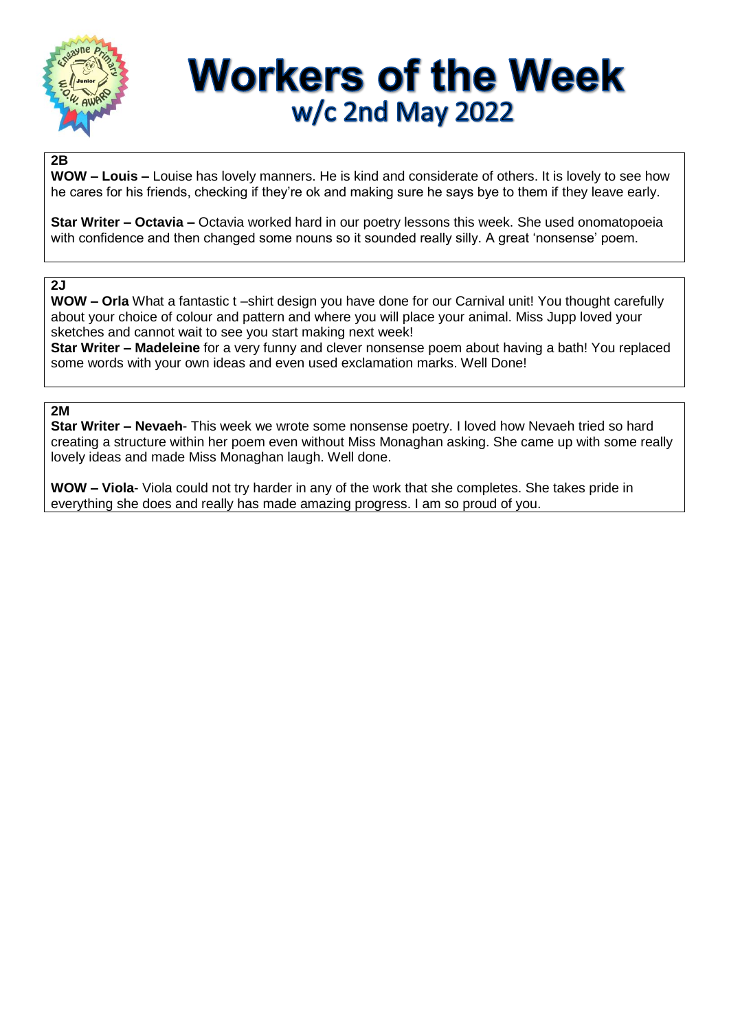# Workers of the Week

## w/c 2nd May 2022

### 2B

**WOW – Louis –** Louise has lovely manners. He is kind and considerate of others. It is lovely to see how he cares for his friends, checking if they're ok and making sure he says bye to them if they leave early.

**Star Writer – Octavia –** Octavia worked hard in our poetry lessons this week. She used onomatopoeia with confidence and then changed some nouns so it sounded really silly. A great 'nonsense' poem.

### 2J

**WOW – Orla** What a fantastic t –shirt design you have done for our Carnival unit! You thought carefully about your choice of colour and pattern and where you will place your animal. Miss Jupp loved your sketches and cannot wait to see you start making next week!

**Star Writer – Madeleine** for a very funny and clever nonsense poem about having a bath! You replaced some words with your own ideas and even used exclamation marks. Well Done!

### 2M

**Star Writer – Nevaeh**- This week we wrote some nonsense poetry. I loved how Nevaeh tried so hard creating a structure within her poem even without Miss Monaghan asking. She came up with some really lovely ideas and made Miss Monaghan laugh. Well done.

**WOW – Viola**- Viola could not try harder in any of the work that she completes. She takes pride in everything she does and really has made amazing progress. I am so proud of you.